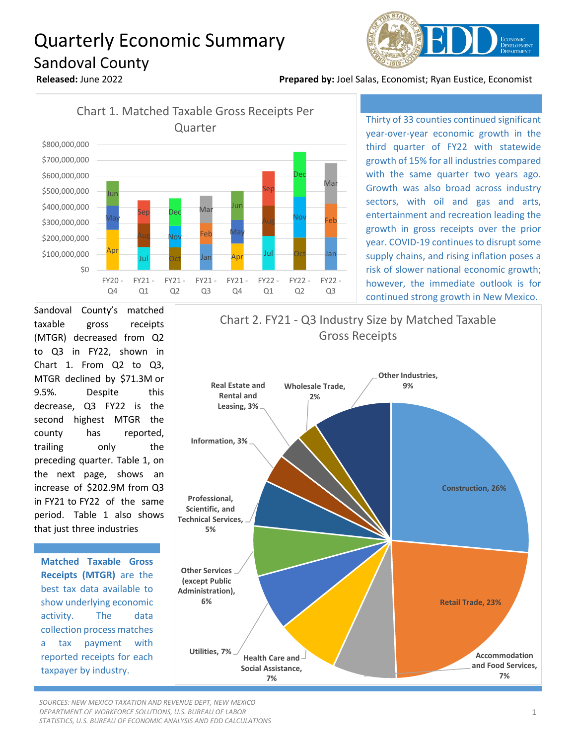# Quarterly Economic Summary

## Sandoval County

**Released:** June 2022

**Prepared by:** Joel Salas, Economist; Ryan Eustice, Economist

Chart 1. Matched Taxable Gross Receipts Per Quarter

Thirty of 33 counties continued significant year-over-year economic growth in the third quarter of FY22 with statewide growth of 15% for all industries compared with the same quarter two years ago. Growth was also broad across industry sectors, with oil and gas and arts, entertainment and recreation leading the growth in gross receipts over the prior year. COVID-19 continues to disrupt some supply chains, and rising inflation poses a risk of slower national economic growth; however, the immediate outlook is for continued strong growth in New Mexico.

Sandoval County's matched taxable gross receipts (MTGR) decreased from Q2 to Q3 in FY22, shown in Chart 1. From Q2 to Q3, MTGR declined by $71.3M or 9.5%. Despite this decrease, Q3 FY22 is the second highest MTGR the county has reported, trailing only the preceding quarter. Table 1, on the next page, shows an increase of $202.9M from Q3 in FY21 to FY22 of the same period. Table 1 also shows that just three industries

**Matched Taxable Gross Receipts (MTGR)** are the best tax data available to show underlying economic activity. The data collection process matches a tax payment with reported receipts for each taxpayer by industry.

Chart 2. FY21 - Q3 Industry Size by Matched Taxable Gross Receipts

SOURCES: NEW MEXICO TAXATION AND REVENUE DEPT, NEW MEXICO DEPARTMENT OF WORKFORCE SOLUTIONS, U.S. BUREAU OF LABOR STATISTICS, U.S. BUREAU OF ECONOMIC ANALYSIS AND EDD CALCULATIONS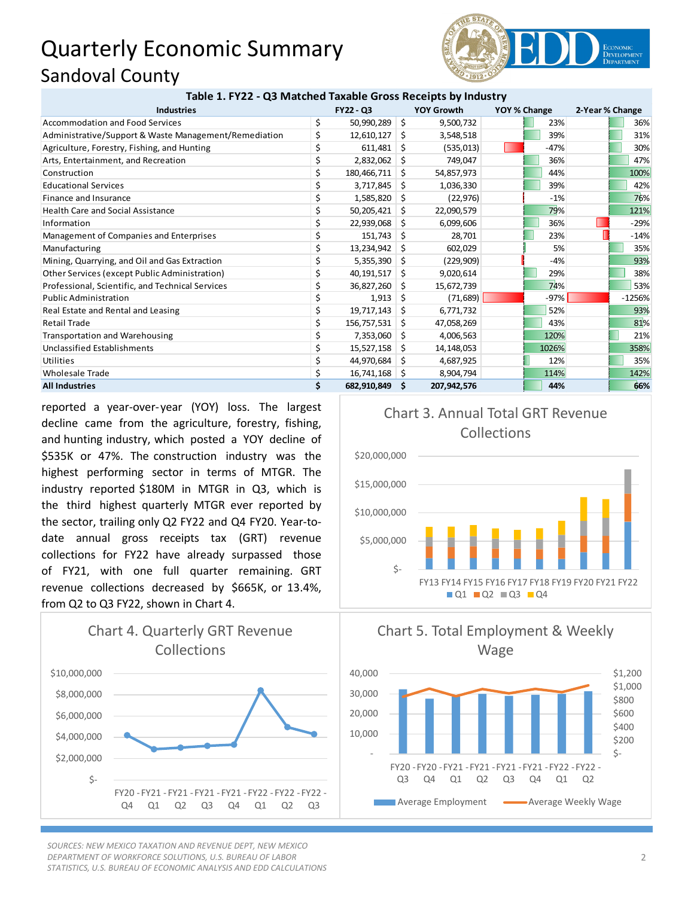# Quarterly Economic Summary

## Sandoval County

**Table 1. FY22 - Q3 Matched Taxable Gross Receipts by Industry**

| Industries | FY22 - Q3 | YOY Growth | YOY % Change | 2-Year % Change |
|---|---|---|---|---|
| Accommodation and Food Services | $ 50,990,289 | $ 9,500,732 | 23% | 36% |
| Administrative/Support & Waste Management/Remediation | $ 12,610,127 | $ 3,548,518 | 39% | 31% |
| Agriculture, Forestry, Fishing, and Hunting | $ 611,481 | $ (535,013) | -47% | 30% |
| Arts, Entertainment, and Recreation | $ 2,832,062 | $ 749,047 | 36% | 47% |
| Construction | $ 180,466,711 | $ 54,857,973 | 44% | 100% |
| Educational Services | $ 3,717,845 | $ 1,036,330 | 39% | 42% |
| Finance and Insurance | $ 1,585,820 | $ (22,976) | -1% | 76% |
| Health Care and Social Assistance | $ 50,205,421 | $ 22,090,579 | 79% | 121% |
| Information | $ 22,939,068 | $ 6,099,606 | 36% | -29% |
| Management of Companies and Enterprises | $ 151,743 | $ 28,701 | 23% | -14% |
| Manufacturing | $ 13,234,942 | $ 602,029 | 5% | 35% |
| Mining, Quarrying, and Oil and Gas Extraction | $ 5,355,390 | $ (229,909) | -4% | 93% |
| Other Services (except Public Administration) | $ 40,191,517 | $ 9,020,614 | 29% | 38% |
| Professional, Scientific, and Technical Services | $ 36,827,260 | $ 15,672,739 | 74% | 53% |
| Public Administration | $ 1,913 | $ (71,689) | -97% | -1256% |
| Real Estate and Rental and Leasing | $ 19,717,143 | $ 6,771,732 | 52% | 93% |
| Retail Trade | $ 156,757,531 | $ 47,058,269 | 43% | 81% |
| Transportation and Warehousing | $ 7,353,060 | $ 4,006,563 | 120% | 21% |
| Unclassified Establishments | $ 15,527,158 | $ 14,148,053 | 1026% | 358% |
| Utilities | $ 44,970,684 | $ 4,687,925 | 12% | 35% |
| Wholesale Trade | $ 16,741,168 | $ 8,904,794 | 114% | 142% |
| **All Industries** | **$ 682,910,849** | **$ 207,942,576** | **44%** | **66%** |

reported a year-over-year (YOY) loss. The largest decline came from the agriculture, forestry, fishing, and hunting industry, which posted a YOY decline of $535K or 47%. The construction industry was the highest performing sector in terms of MTGR. The industry reported $180M in MTGR in Q3, which is the third highest quarterly MTGR ever reported by the sector, trailing only Q2 FY22 and Q4 FY20. Year-to-date annual gross receipts tax (GRT) revenue collections for FY22 have already surpassed those of FY21, with one full quarter remaining. GRT revenue collections decreased by $665K, or 13.4%, from Q2 to Q3 FY22, shown in Chart 4.

Chart 3. Annual Total GRT Revenue Collections

Chart 4. Quarterly GRT Revenue Collections

Chart 5. Total Employment & Weekly Wage

*SOURCES: NEW MEXICO TAXATION AND REVENUE DEPT, NEW MEXICO DEPARTMENT OF WORKFORCE SOLUTIONS, U.S. BUREAU OF LABOR STATISTICS, U.S. BUREAU OF ECONOMIC ANALYSIS AND EDD CALCULATIONS*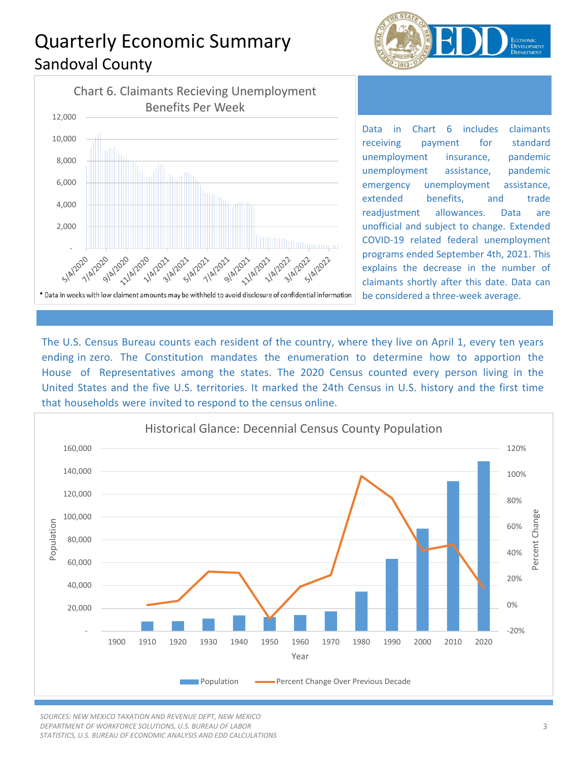# Quarterly Economic Summary

## Sandoval County

Chart 6. Claimants Recieving Unemployment Benefits Per Week

12,000
10,000
8,000
6,000
4,000
2,000
-

5/4/2020 7/4/2020 9/4/2020 11/4/2020 1/4/2021 3/4/2021 5/4/2021 7/4/2021 9/4/2021 11/4/2021 1/4/2022 3/4/2022 5/4/2022

\* Data in weeks with low claiment amounts may be withheld to avoid disclosure of confidential information

Data in Chart 6 includes claimants receiving payment for standard unemployment insurance, pandemic unemployment assistance, pandemic emergency unemployment assistance, extended benefits, and trade readjustment allowances. Data are unofficial and subject to change. Extended COVID-19 related federal unemployment programs ended September 4th, 2021. This explains the decrease in the number of claimants shortly after this date. Data can be considered a three-week average.

The U.S. Census Bureau counts each resident of the country, where they live on April 1, every ten years ending in zero. The Constitution mandates the enumeration to determine how to apportion the House of Representatives among the states. The 2020 Census counted every person living in the United States and the five U.S. territories. It marked the 24th Census in U.S. history and the first time that households were invited to respond to the census online.

Historical Glance: Decennial Census County Population

Population

160,000
140,000
120,000
100,000
80,000
60,000
40,000
20,000
-

Percent Change

120%
100%
80%
60%
40%
20%
0%
-20%

Year

1900 1910 1920 1930 1940 1950 1960 1970 1980 1990 2000 2010 2020

Population — Percent Change Over Previous Decade

*SOURCES: NEW MEXICO TAXATION AND REVENUE DEPT, NEW MEXICO DEPARTMENT OF WORKFORCE SOLUTIONS, U.S. BUREAU OF LABOR STATISTICS, U.S. BUREAU OF ECONOMIC ANALYSIS AND EDD CALCULATIONS*